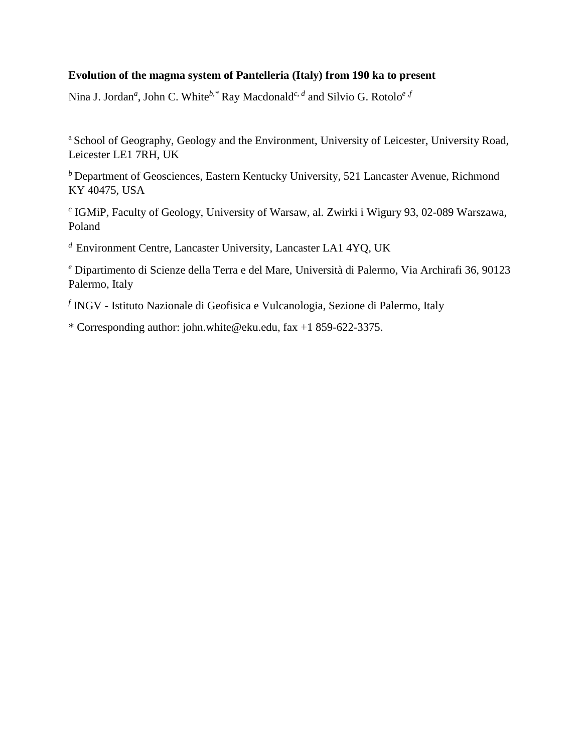**Evolution of the magma system of Pantelleria (Italy) from 190 ka to present**

Nina J. Jordan[a], John C. White[b,*] Ray Macdonald[c, d] and Silvio G. Rotolo[e ,f]

[a] School of Geography, Geology and the Environment, University of Leicester, University Road, Leicester LE1 7RH, UK

[b] Department of Geosciences, Eastern Kentucky University, 521 Lancaster Avenue, Richmond KY 40475, USA

[c] IGMiP, Faculty of Geology, University of Warsaw, al. Zwirki i Wigury 93, 02-089 Warszawa, Poland

[d] Environment Centre, Lancaster University, Lancaster LA1 4YQ, UK

[e] Dipartimento di Scienze della Terra e del Mare, Università di Palermo, Via Archirafi 36, 90123 Palermo, Italy

[f] INGV - Istituto Nazionale di Geofisica e Vulcanologia, Sezione di Palermo, Italy

* Corresponding author: john.white@eku.edu, fax +1 859-622-3375.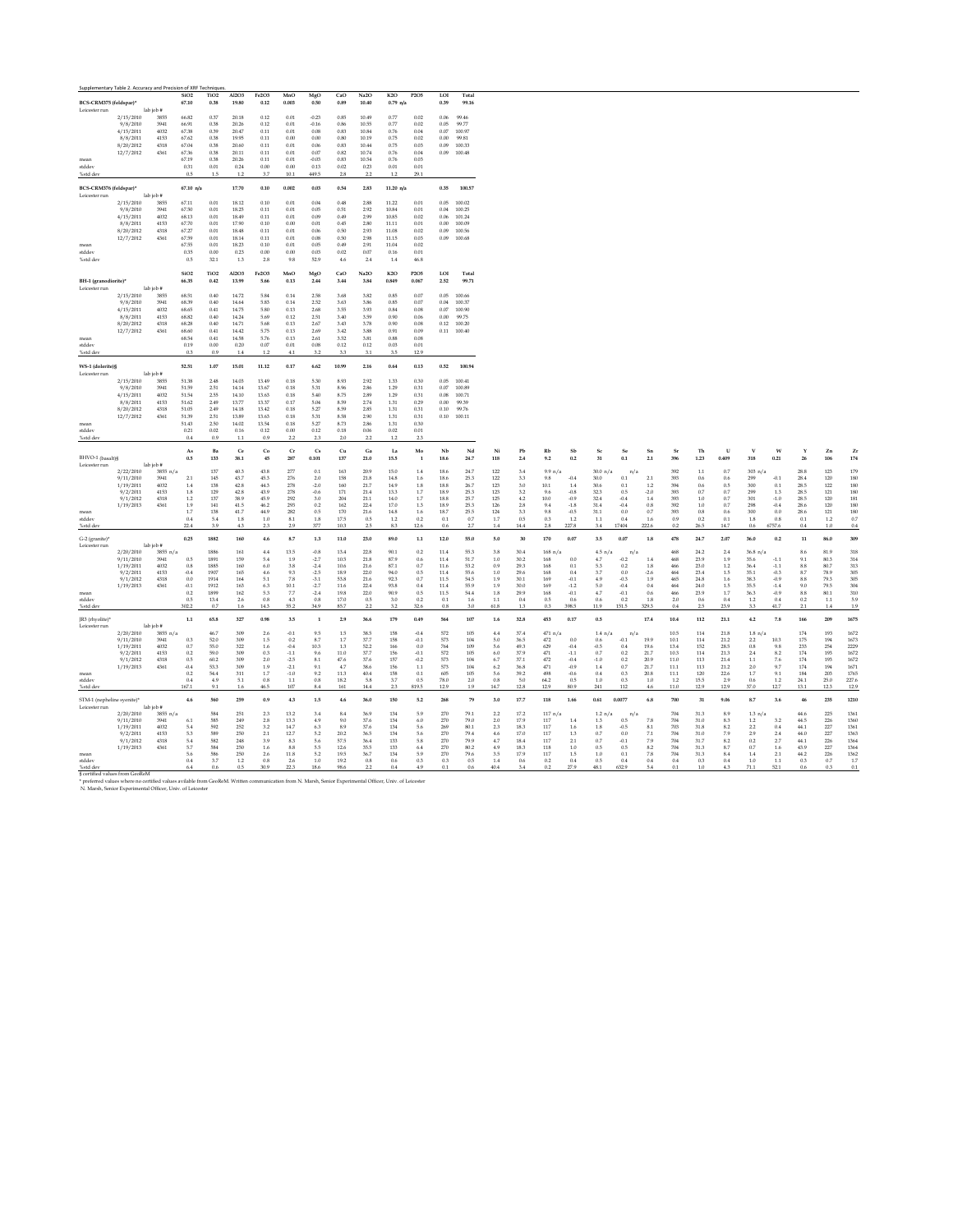Supplementary Table 2. Accuracy and Precision of XRF Techniques.

| | | SiO2 | TiO2 | Al2O3 | Fe2O3 | MnO | MgO | CaO | Na2O | K2O | P2O5 | LOI | Total |
|---|---|---|---|---|---|---|---|---|---|---|---|---|---|
| BCS-CRM375 (feldspar)* | | 67.10 | 0.38 | 19.80 | 0.12 | 0.003 | 0.50 | 0.89 | 10.40 | 0.79 | n/a | 0.39 | 99.16 |
| Leicester run | lab job # | | | | | | | | | | | | |
| 2/15/2010 | 3855 | 66.82 | 0.37 | 20.18 | 0.12 | 0.01 | -0.23 | 0.85 | 10.49 | 0.77 | 0.02 | 0.06 | 99.46 |
| 9/8/2010 | 3941 | 66.91 | 0.38 | 20.26 | 0.12 | 0.01 | -0.16 | 0.86 | 10.55 | 0.77 | 0.02 | 0.05 | 99.77 |
| 4/15/2011 | 4032 | 67.38 | 0.39 | 20.47 | 0.11 | 0.01 | 0.08 | 0.83 | 10.84 | 0.76 | 0.04 | 0.07 | 100.97 |
| 8/8/2011 | 4153 | 67.62 | 0.38 | 19.95 | 0.11 | 0.00 | 0.00 | 0.80 | 10.19 | 0.75 | 0.02 | 0.00 | 99.81 |
| 8/20/2012 | 4318 | 67.04 | 0.38 | 20.60 | 0.11 | 0.01 | 0.06 | 0.83 | 10.44 | 0.75 | 0.03 | 0.09 | 100.33 |
| 12/7/2012 | 4361 | 67.36 | 0.38 | 20.11 | 0.11 | 0.01 | 0.07 | 0.82 | 10.74 | 0.76 | 0.04 | 0.09 | 100.48 |
| mean | | 67.19 | 0.38 | 20.26 | 0.11 | 0.01 | -0.03 | 0.83 | 10.54 | 0.76 | 0.03 | | |
| stddev | | 0.31 | 0.01 | 0.24 | 0.00 | 0.00 | 0.13 | 0.02 | 0.23 | 0.01 | 0.01 | | |
| %std dev | | 0.5 | 1.5 | 1.2 | 3.7 | 10.1 | 449.5 | 2.8 | 2.2 | 1.2 | 29.1 | | |
| BCS-CRM376 (feldspar)* | | 67.10 | n/a | 17.70 | 0.10 | 0.002 | 0.03 | 0.54 | 2.83 | 11.20 | n/a | 0.35 | 100.57 |
| Leicester run | lab job # | | | | | | | | | | | | |
| 2/15/2010 | 3855 | 67.11 | 0.01 | 18.12 | 0.10 | 0.01 | 0.04 | 0.48 | 2.88 | 11.22 | 0.01 | 0.05 | 100.02 |
| 9/8/2010 | 3941 | 67.50 | 0.01 | 18.25 | 0.11 | 0.01 | 0.05 | 0.51 | 2.92 | 10.84 | 0.01 | 0.04 | 100.25 |
| 4/15/2011 | 4032 | 68.13 | 0.01 | 18.49 | 0.11 | 0.01 | 0.09 | 0.49 | 2.99 | 10.85 | 0.02 | 0.06 | 101.24 |
| 8/8/2011 | 4153 | 67.70 | 0.01 | 17.90 | 0.10 | 0.00 | 0.01 | 0.45 | 2.80 | 11.11 | 0.01 | 0.00 | 100.09 |
| 8/20/2012 | 4318 | 67.27 | 0.01 | 18.48 | 0.11 | 0.01 | 0.06 | 0.50 | 2.93 | 11.08 | 0.02 | 0.09 | 100.56 |
| 12/7/2012 | 4361 | 67.59 | 0.01 | 18.14 | 0.11 | 0.01 | 0.08 | 0.50 | 2.98 | 11.15 | 0.03 | 0.09 | 100.68 |
| mean | | 67.55 | 0.01 | 18.23 | 0.10 | 0.01 | 0.05 | 0.49 | 2.91 | 11.04 | 0.02 | | |
| stddev | | 0.35 | 0.00 | 0.23 | 0.00 | 0.00 | 0.03 | 0.02 | 0.07 | 0.16 | 0.01 | | |
| %std dev | | 0.5 | 32.1 | 1.3 | 2.8 | 9.8 | 52.9 | 4.6 | 2.4 | 1.4 | 46.8 | | |
| | | SiO2 | TiO2 | Al2O3 | Fe2O3 | MnO | MgO | CaO | Na2O | K2O | P2O5 | LOI | Total |
| BH-1 (granodiorite)* | | 66.35 | 0.42 | 13.99 | 5.66 | 0.13 | 2.44 | 3.44 | 3.84 | 0.849 | 0.067 | 2.52 | 99.71 |
| Leicester run | lab job # | | | | | | | | | | | | |
| 2/15/2010 | 3855 | 68.51 | 0.40 | 14.72 | 5.84 | 0.14 | 2.58 | 3.68 | 3.82 | 0.85 | 0.07 | 0.05 | 100.66 |
| 9/8/2010 | 3941 | 68.39 | 0.40 | 14.64 | 5.85 | 0.14 | 2.52 | 3.63 | 3.86 | 0.85 | 0.07 | 0.04 | 100.37 |
| 4/15/2011 | 4032 | 68.65 | 0.41 | 14.75 | 5.80 | 0.13 | 2.68 | 3.55 | 3.93 | 0.84 | 0.08 | 0.07 | 100.90 |
| 8/8/2011 | 4153 | 68.82 | 0.40 | 14.24 | 5.69 | 0.12 | 2.51 | 3.40 | 3.59 | 0.90 | 0.06 | 0.00 | 99.75 |
| 8/20/2012 | 4318 | 68.28 | 0.40 | 14.71 | 5.68 | 0.13 | 2.67 | 3.43 | 3.78 | 0.90 | 0.08 | 0.12 | 100.20 |
| 12/7/2012 | 4361 | 68.60 | 0.41 | 14.42 | 5.75 | 0.13 | 2.69 | 3.42 | 3.88 | 0.91 | 0.09 | 0.11 | 100.40 |
| mean | | 68.54 | 0.41 | 14.58 | 5.76 | 0.13 | 2.61 | 3.52 | 3.81 | 0.88 | 0.08 | | |
| stddev | | 0.19 | 0.00 | 0.20 | 0.07 | 0.01 | 0.08 | 0.12 | 0.12 | 0.03 | 0.01 | | |
| %std dev | | 0.3 | 0.9 | 1.4 | 1.2 | 4.1 | 3.2 | 3.3 | 3.1 | 3.5 | 12.9 | | |
| WS-1 (dolerite)§ | | 52.51 | 1.07 | 15.01 | 11.12 | 0.17 | 6.62 | 10.99 | 2.16 | 0.64 | 0.13 | 0.52 | 100.94 |
| Leicester run | lab job # | | | | | | | | | | | | |
| 2/15/2010 | 3855 | 51.38 | 2.48 | 14.03 | 13.49 | 0.18 | 5.30 | 8.93 | 2.92 | 1.33 | 0.30 | 0.05 | 100.41 |
| 9/8/2010 | 3941 | 51.39 | 2.51 | 14.14 | 13.67 | 0.18 | 5.31 | 8.96 | 2.86 | 1.29 | 0.31 | 0.07 | 100.89 |
| 4/15/2011 | 4032 | 51.54 | 2.55 | 14.10 | 13.63 | 0.18 | 5.40 | 8.75 | 2.89 | 1.29 | 0.31 | 0.08 | 100.71 |
| 8/8/2011 | 4153 | 51.62 | 2.49 | 13.77 | 13.37 | 0.17 | 5.04 | 8.59 | 2.74 | 1.31 | 0.29 | 0.00 | 99.39 |
| 8/20/2012 | 4318 | 51.05 | 2.49 | 14.18 | 13.42 | 0.18 | 5.27 | 8.59 | 2.85 | 1.31 | 0.31 | 0.10 | 99.76 |
| 12/7/2012 | 4361 | 51.39 | 2.51 | 13.89 | 13.63 | 0.18 | 5.31 | 8.58 | 2.90 | 1.31 | 0.31 | 0.10 | 100.11 |
| mean | | 51.43 | 2.50 | 14.02 | 13.54 | 0.18 | 5.27 | 8.73 | 2.86 | 1.31 | 0.30 | | |
| stddev | | 0.21 | 0.02 | 0.16 | 0.12 | 0.00 | 0.12 | 0.18 | 0.06 | 0.02 | 0.01 | | |
| %std dev | | 0.4 | 0.9 | 1.1 | 0.9 | 2.2 | 2.3 | 2.0 | 2.2 | 1.2 | 2.5 | | |

| | | As | Ba | Ce | Co | Cr | Cs | Cu | Ga | La | Mo | Nb | Nd | Ni | Pb | Rb | Sb | Sc | Se | Sn | Sr | Th | U | V | W | Y | Zn | Zr |
|---|---|---|---|---|---|---|---|---|---|---|---|---|---|---|---|---|---|---|---|---|---|---|---|---|---|---|---|---|
| BHVO-1 (basalt)§ | | 0.5 | 133 | 38.1 | 45 | 287 | 0.101 | 137 | 21.0 | 15.5 | 1 | 18.6 | 24.7 | 118 | 2.4 | 9.2 | 0.2 | 31 | 0.1 | 2.1 | 396 | 1.23 | 0.409 | 318 | 0.21 | 26 | 106 | 174 |
| Leicester run | lab job # | | | | | | | | | | | | | | | | | | | | | | | | | | | |
| 2/22/2010 | 3855 | n/a | 137 | 40.3 | 43.8 | 277 | 0.1 | 163 | 20.9 | 15.0 | 1.4 | 18.6 | 24.7 | 122 | 5.4 | 9.9 | n/a | 30.0 | n/a | n/a | 392 | 1.1 | 0.7 | 303 | n/a | 28.8 | 123 | 179 |
| 9/11/2010 | 3941 | 2.1 | 145 | 43.7 | 45.5 | 276 | 2.0 | 158 | 21.8 | 14.8 | 1.6 | 18.6 | 25.3 | 122 | 5.3 | 9.8 | -0.4 | 30.0 | 0.1 | 2.1 | 393 | 0.6 | 0.6 | 299 | -0.1 | 28.4 | 120 | 180 |
| 1/19/2011 | 4032 | 1.4 | 138 | 42.8 | 44.5 | 278 | -2.0 | 160 | 21.7 | 14.9 | 1.8 | 18.8 | 26.7 | 123 | 5.0 | 10.1 | 1.4 | 30.6 | 0.1 | 1.2 | 394 | 0.6 | 0.5 | 300 | 0.1 | 28.5 | 122 | 180 |
| 9/2/2011 | 4153 | 1.8 | 129 | 42.8 | 43.9 | 278 | -0.6 | 171 | 21.4 | 13.3 | 1.7 | 18.9 | 25.3 | 123 | 3.2 | 9.6 | -0.8 | 32.3 | 0.5 | -2.0 | 393 | 0.7 | 0.7 | 299 | 1.3 | 28.5 | 121 | 180 |
| 9/1/2012 | 4318 | 1.2 | 137 | 38.9 | 45.9 | 292 | 3.0 | 204 | 21.1 | 14.0 | 1.7 | 18.8 | 25.7 | 125 | 4.2 | 10.0 | -0.9 | 32.4 | -0.4 | 1.4 | 393 | 1.0 | 0.7 | 301 | -1.0 | 28.5 | 120 | 181 |
| 1/19/2013 | 4361 | 1.9 | 141 | 41.5 | 46.2 | 293 | 0.2 | 162 | 22.4 | 17.0 | 1.3 | 18.9 | 25.3 | 126 | 2.8 | 9.4 | -1.8 | 31.4 | -0.4 | 0.8 | 392 | 1.0 | 0.7 | 298 | -0.4 | 28.6 | 120 | 180 |
| mean | | 1.7 | 138 | 41.7 | 44.9 | 282 | 0.5 | 170 | 21.6 | 14.8 | 1.6 | 18.7 | 25.5 | 124 | 3.3 | 9.8 | -0.5 | 31.1 | 0.0 | 0.7 | 393 | 0.8 | 0.6 | 300 | 0.0 | 28.6 | 121 | 180 |
| stddev | | 0.4 | 5.4 | 1.8 | 1.0 | 8.1 | 1.8 | 17.5 | 0.5 | 1.2 | 0.2 | 0.1 | 0.7 | 1.7 | 0.5 | 0.3 | 1.2 | 1.1 | 0.4 | 1.6 | 0.9 | 0.2 | 0.1 | 1.8 | 0.8 | 0.1 | 1.2 | 0.7 |
| %std dev | | 22.4 | 3.9 | 4.5 | 2.3 | 2.9 | 377 | 10.3 | 2.5 | 8.3 | 12.6 | 0.6 | 2.7 | 1.4 | 14.4 | 2.8 | 227.8 | 3.4 | 17404 | 222.6 | 0.2 | 26.5 | 14.7 | 0.6 | 6757.6 | 0.4 | 1.0 | 0.4 |
| G-2 (granite)* | | 0.25 | 1882 | 160 | 4.6 | 8.7 | 1.3 | 11.0 | 23.0 | 89.0 | 1.1 | 12.0 | 55.0 | 5.0 | 30 | 170 | 0.07 | 3.5 | 0.07 | 1.8 | 478 | 24.7 | 2.07 | 36.0 | 0.2 | 11 | 86.0 | 309 |
| Leicester run | lab job # | | | | | | | | | | | | | | | | | | | | | | | | | | | |
| 2/20/2010 | 3855 | n/a | 1886 | 161 | 4.4 | 13.5 | -0.8 | 13.4 | 22.8 | 90.1 | 0.2 | 11.4 | 55.3 | 3.8 | 30.4 | 168 | n/a | 4.5 | n/a | n/a | 468 | 24.2 | 2.4 | 36.8 | n/a | 8.6 | 81.9 | 318 |
| 9/11/2010 | 3941 | 0.5 | 1891 | 159 | 5.4 | 1.9 | -2.7 | 10.5 | 21.8 | 87.9 | 0.6 | 11.4 | 51.7 | 1.0 | 30.2 | 168 | 0.0 | 4.7 | -0.2 | 1.4 | 468 | 23.9 | 1.9 | 35.6 | -1.1 | 9.1 | 80.3 | 314 |
| 1/19/2011 | 4032 | 0.8 | 1885 | 160 | 6.0 | 3.8 | -2.4 | 10.6 | 21.6 | 87.1 | 0.7 | 11.6 | 53.2 | 0.9 | 29.3 | 168 | 0.1 | 5.3 | 0.2 | 1.8 | 466 | 23.0 | 1.2 | 36.4 | -1.1 | 8.8 | 80.7 | 313 |
| 9/2/2011 | 4153 | -0.4 | 1907 | 165 | 4.6 | 9.3 | -2.5 | 18.9 | 22.0 | 94.0 | 0.5 | 11.4 | 55.6 | 1.0 | 29.6 | 168 | 0.4 | 3.7 | 0.0 | -2.6 | 464 | 23.4 | 1.5 | 35.1 | -0.3 | 8.7 | 78.9 | 305 |
| 9/1/2012 | 4318 | 0.0 | 1914 | 164 | 5.1 | 7.8 | -3.1 | 53.8 | 21.6 | 92.3 | 0.7 | 11.5 | 54.5 | 1.9 | 30.1 | 169 | -0.1 | 4.9 | -0.3 | 1.9 | 465 | 24.8 | 1.6 | 38.3 | -0.9 | 8.8 | 79.3 | 305 |
| 1/19/2013 | 4361 | -0.1 | 1912 | 163 | 6.3 | 10.1 | -2.7 | 11.6 | 22.4 | 95.8 | 0.4 | 11.4 | 55.9 | 1.9 | 30.0 | 169 | -1.2 | 5.0 | -0.4 | 0.4 | 464 | 24.0 | 1.5 | 35.5 | -1.4 | 9.0 | 79.5 | 304 |
| mean | | 0.2 | 1899 | 162 | 5.3 | 7.7 | -2.4 | 19.8 | 22.0 | 90.9 | 0.5 | 11.5 | 54.4 | 1.8 | 29.9 | 168 | -0.1 | 4.7 | -0.1 | 0.6 | 466 | 23.9 | 1.7 | 36.3 | -0.9 | 8.8 | 80.1 | 310 |
| stddev | | 0.4 | 13.4 | 2.6 | 0.8 | 4.3 | 0.8 | 17.0 | 0.5 | 3.0 | 0.2 | 0.1 | 1.6 | 1.1 | 0.4 | 0.5 | 0.6 | 0.6 | 0.2 | 1.8 | 2.0 | 0.6 | 0.4 | 1.2 | 0.4 | 0.2 | 1.1 | 5.9 |
| %std dev | | 302.2 | 0.7 | 1.6 | 14.5 | 55.2 | 34.9 | 85.7 | 2.2 | 3.2 | 32.6 | 0.8 | 3.0 | 61.8 | 1.3 | 0.3 | 398.5 | 11.9 | 151.5 | 329.3 | 0.4 | 2.5 | 23.9 | 3.3 | 41.7 | 2.1 | 1.4 | 1.9 |
| JR3 (rhyolite)* | | 1.1 | 65.8 | 327 | 0.98 | 3.5 | 1 | 2.9 | 36.6 | 179 | 0.49 | 564 | 107 | 1.6 | 32.8 | 453 | 0.17 | 0.5 | | 17.4 | 10.4 | 112 | 21.1 | 4.2 | 7.8 | 166 | 209 | 1675 |
| Leicester run | lab job # | | | | | | | | | | | | | | | | | | | | | | | | | | | |
| 2/20/2010 | 3855 | n/a | 46.7 | 309 | 2.6 | -0.1 | 9.5 | 1.5 | 38.5 | 158 | -0.4 | 572 | 105 | 4.4 | 37.4 | 471 | n/a | 1.4 | n/a | n/a | 10.5 | 114 | 21.8 | 1.8 | n/a | 174 | 193 | 1672 |
| 9/11/2010 | 3941 | 0.3 | 52.0 | 309 | 1.5 | 0.2 | 8.7 | 1.7 | 37.7 | 158 | -0.1 | 575 | 104 | 5.0 | 36.5 | 472 | 0.0 | 0.6 | -0.1 | 19.9 | 10.1 | 114 | 21.2 | 2.2 | 10.3 | 175 | 194 | 1673 |
| 1/19/2011 | 4032 | 0.7 | 55.0 | 322 | 1.6 | -0.4 | 10.3 | 1.3 | 52.2 | 166 | 0.0 | 764 | 109 | 5.6 | 49.3 | 629 | -0.4 | -0.5 | 0.4 | 19.6 | 13.4 | 152 | 28.5 | 0.8 | 9.8 | 233 | 254 | 2229 |
| 9/2/2011 | 4153 | 0.2 | 59.0 | 309 | 0.3 | -1.1 | 9.6 | 11.0 | 37.7 | 156 | -0.1 | 572 | 105 | 6.0 | 37.9 | 471 | -1.1 | 0.7 | 0.2 | 21.7 | 10.3 | 114 | 21.3 | 2.4 | 8.2 | 174 | 195 | 1672 |
| 9/1/2012 | 4318 | 0.5 | 60.2 | 309 | 2.0 | -2.5 | 8.1 | 47.6 | 37.6 | 157 | -0.2 | 575 | 104 | 6.7 | 37.1 | 472 | -0.4 | -1.0 | 0.2 | 20.9 | 11.0 | 113 | 21.4 | 1.1 | 7.6 | 174 | 195 | 1672 |
| 1/19/2013 | 4361 | -0.4 | 53.3 | 309 | 1.9 | -2.1 | 9.1 | 4.7 | 38.6 | 156 | 1.1 | 573 | 104 | 6.2 | 36.8 | 471 | -0.9 | 1.4 | 0.7 | 21.7 | 11.1 | 113 | 21.2 | 2.0 | 9.7 | 174 | 194 | 1671 |
| mean | | 0.2 | 54.4 | 311 | 1.7 | -1.0 | 9.2 | 11.3 | 40.4 | 158 | 0.1 | 605 | 105 | 5.6 | 39.2 | 498 | -0.6 | 0.4 | 0.3 | 20.8 | 11.1 | 120 | 22.6 | 1.7 | 9.1 | 184 | 205 | 1765 |
| stddev | | 0.4 | 4.9 | 5.1 | 0.8 | 1.1 | 0.8 | 18.2 | 5.8 | 3.7 | 0.5 | 78.0 | 2.0 | 0.8 | 5.0 | 64.2 | 0.5 | 1.0 | 0.3 | 1.0 | 1.2 | 15.5 | 2.9 | 0.6 | 1.2 | 24.1 | 25.0 | 227.6 |
| %std dev | | 167.1 | 9.1 | 1.6 | 46.5 | 107 | 8.4 | 161 | 14.4 | 2.3 | 819.5 | 12.9 | 1.9 | 14.7 | 12.8 | 12.9 | 80.9 | 241 | 112 | 4.6 | 11.0 | 12.9 | 12.9 | 37.0 | 12.7 | 13.1 | 12.3 | 12.9 |
| STM-1 (nepheline syenite)* | | 4.6 | 560 | 259 | 0.9 | 4.3 | 1.5 | 4.6 | 36.0 | 150 | 5.2 | 268 | 79 | 3.0 | 17.7 | 118 | 1.66 | 0.61 | 0.0077 | 6.8 | 700 | 31 | 9.06 | 8.7 | 3.6 | 46 | 235 | 1210 |
| Leicester run | lab job # | | | | | | | | | | | | | | | | | | | | | | | | | | | |
| 2/20/2010 | 3855 | n/a | 584 | 251 | 2.3 | 13.2 | 3.4 | 8.4 | 36.9 | 134 | 5.9 | 270 | 79.1 | 2.2 | 17.2 | 117 | n/a | 1.2 | n/a | n/a | 704 | 31.3 | 8.9 | 1.3 | n/a | 44.6 | 225 | 1361 |
| 9/11/2010 | 3941 | 6.1 | 585 | 249 | 2.8 | 13.3 | 4.9 | 9.0 | 37.6 | 134 | 6.0 | 270 | 79.0 | 2.0 | 17.9 | 117 | 1.4 | 1.5 | 0.5 | 7.8 | 704 | 31.0 | 8.3 | 1.2 | 3.2 | 44.5 | 226 | 1360 |
| 1/19/2011 | 4032 | 5.4 | 592 | 252 | 3.2 | 14.7 | 6.3 | 8.9 | 37.6 | 134 | 5.6 | 269 | 80.1 | 2.3 | 18.3 | 117 | 1.6 | 1.8 | -0.5 | 8.1 | 703 | 31.8 | 8.2 | 2.2 | 0.4 | 44.1 | 227 | 1361 |
| 9/2/2011 | 4153 | 5.3 | 589 | 250 | 2.1 | 12.7 | 5.2 | 20.2 | 36.5 | 134 | 5.6 | 270 | 79.4 | 4.6 | 17.0 | 117 | 1.3 | 0.7 | 0.0 | 7.1 | 704 | 31.0 | 7.9 | 2.9 | 2.4 | 44.0 | 227 | 1363 |
| 9/1/2012 | 4318 | 5.4 | 582 | 248 | 3.9 | 8.3 | 5.6 | 57.3 | 36.4 | 133 | 5.8 | 270 | 79.9 | 4.7 | 18.4 | 117 | 2.1 | 0.7 | -0.1 | 7.9 | 704 | 31.7 | 8.2 | 0.2 | 2.7 | 44.1 | 226 | 1364 |
| 1/19/2013 | 4361 | 5.7 | 584 | 250 | 1.6 | 8.8 | 5.5 | 12.6 | 35.5 | 133 | 6.4 | 270 | 80.2 | 4.9 | 18.3 | 118 | 1.0 | 0.5 | 0.5 | 8.2 | 704 | 31.3 | 8.7 | 0.7 | 1.6 | 43.9 | 227 | 1364 |
| mean | | 5.6 | 586 | 250 | 2.6 | 11.8 | 5.2 | 19.5 | 36.7 | 134 | 5.9 | 270 | 79.6 | 3.5 | 17.9 | 117 | 1.5 | 1.0 | 0.1 | 7.8 | 704 | 31.3 | 8.4 | 1.4 | 2.1 | 44.2 | 226 | 1362 |
| stddev | | 0.4 | 3.7 | 1.2 | 0.8 | 2.6 | 1.0 | 19.2 | 0.8 | 0.6 | 0.3 | 0.3 | 0.5 | 1.4 | 0.6 | 0.2 | 0.4 | 0.5 | 0.4 | 0.4 | 0.4 | 0.3 | 0.4 | 1.0 | 1.1 | 0.3 | 0.7 | 1.7 |
| %std dev | | 6.4 | 0.6 | 0.5 | 30.9 | 22.3 | 18.6 | 98.6 | 2.2 | 0.4 | 4.9 | 0.1 | 0.6 | 40.4 | 3.4 | 0.2 | 27.9 | 48.1 | 632.9 | 5.4 | 0.1 | 1.0 | 4.3 | 71.1 | 52.1 | 0.6 | 0.3 | 0.1 |

§ certified values from GeoReM

* preferred values where no certified values available from GeoReM. Written communication from N. Marsh, Senior Experimental Officer, Univ. of Leicester

N. Marsh, Senior Experimental Officer, Univ. of Leicester